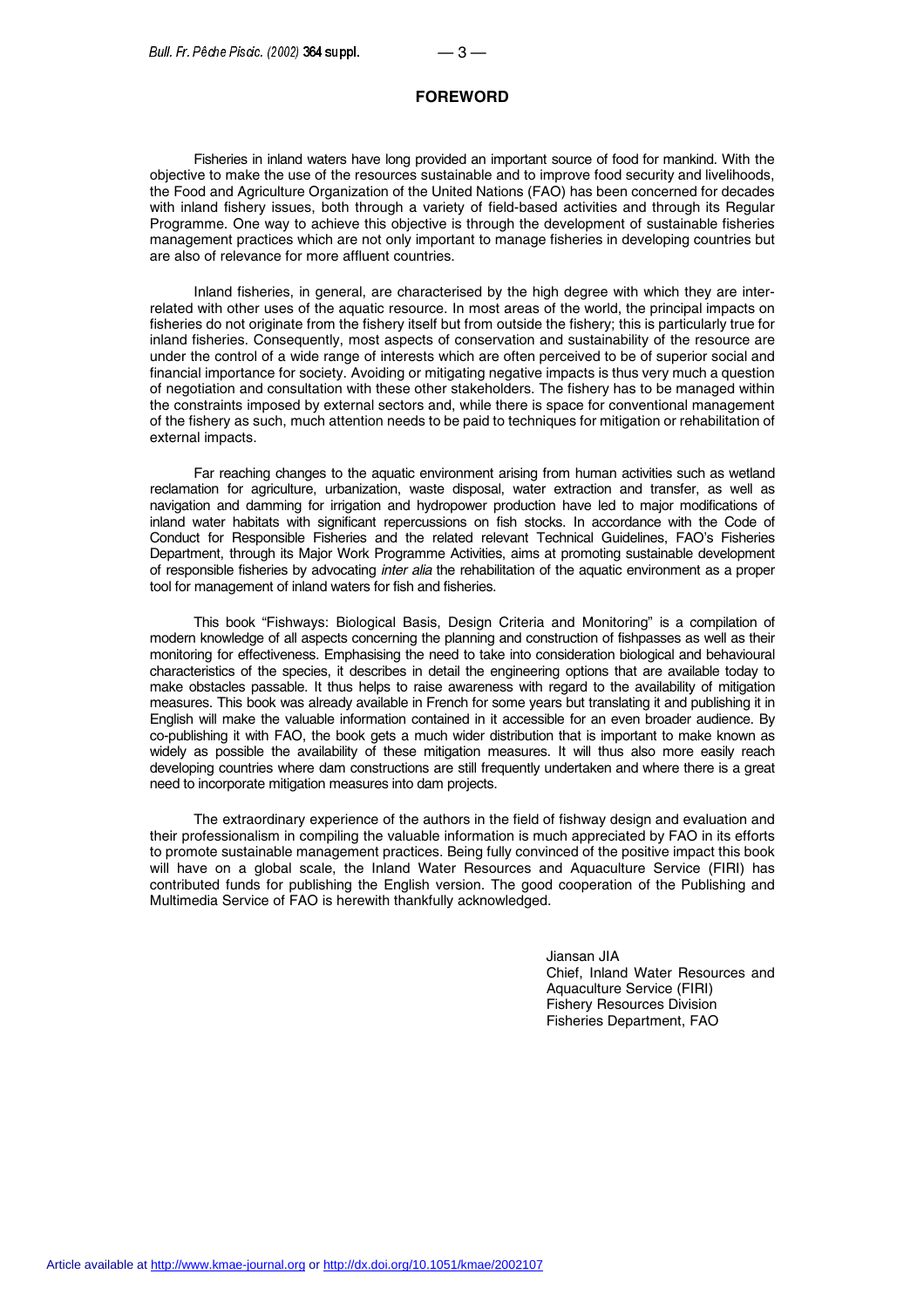# FOREWORD

Fisheries in inland waters have long provided an important source of food for mankind. With the objective to make the use of the resources sustainable and to improve food security and livelihoods, the Food and Agriculture Organization of the United Nations (FAO) has been concerned for decades with inland fishery issues, both through a variety of field-based activities and through its Regular Programme. One way to achieve this objective is through the development of sustainable fisheries management practices which are not only important to manage fisheries in developing countries but are also of relevance for more affluent countries.

Inland fisheries, in general, are characterised by the high degree with which they are inter-related with other uses of the aquatic resource. In most areas of the world, the principal impacts on fisheries do not originate from the fishery itself but from outside the fishery; this is particularly true for inland fisheries. Consequently, most aspects of conservation and sustainability of the resource are under the control of a wide range of interests which are often perceived to be of superior social and financial importance for society. Avoiding or mitigating negative impacts is thus very much a question of negotiation and consultation with these other stakeholders. The fishery has to be managed within the constraints imposed by external sectors and, while there is space for conventional management of the fishery as such, much attention needs to be paid to techniques for mitigation or rehabilitation of external impacts.

Far reaching changes to the aquatic environment arising from human activities such as wetland reclamation for agriculture, urbanization, waste disposal, water extraction and transfer, as well as navigation and damming for irrigation and hydropower production have led to major modifications of inland water habitats with significant repercussions on fish stocks. In accordance with the Code of Conduct for Responsible Fisheries and the related relevant Technical Guidelines, FAO's Fisheries Department, through its Major Work Programme Activities, aims at promoting sustainable development of responsible fisheries by advocating *inter alia* the rehabilitation of the aquatic environment as a proper tool for management of inland waters for fish and fisheries.

This book "Fishways: Biological Basis, Design Criteria and Monitoring" is a compilation of modern knowledge of all aspects concerning the planning and construction of fishpasses as well as their monitoring for effectiveness. Emphasising the need to take into consideration biological and behavioural characteristics of the species, it describes in detail the engineering options that are available today to make obstacles passable. It thus helps to raise awareness with regard to the availability of mitigation measures. This book was already available in French for some years but translating it and publishing it in English will make the valuable information contained in it accessible for an even broader audience. By co-publishing it with FAO, the book gets a much wider distribution that is important to make known as widely as possible the availability of these mitigation measures. It will thus also more easily reach developing countries where dam constructions are still frequently undertaken and where there is a great need to incorporate mitigation measures into dam projects.

The extraordinary experience of the authors in the field of fishway design and evaluation and their professionalism in compiling the valuable information is much appreciated by FAO in its efforts to promote sustainable management practices. Being fully convinced of the positive impact this book will have on a global scale, the Inland Water Resources and Aquaculture Service (FIRI) has contributed funds for publishing the English version. The good cooperation of the Publishing and Multimedia Service of FAO is herewith thankfully acknowledged.

Jiansan JIA
Chief, Inland Water Resources and Aquaculture Service (FIRI)
Fishery Resources Division
Fisheries Department, FAO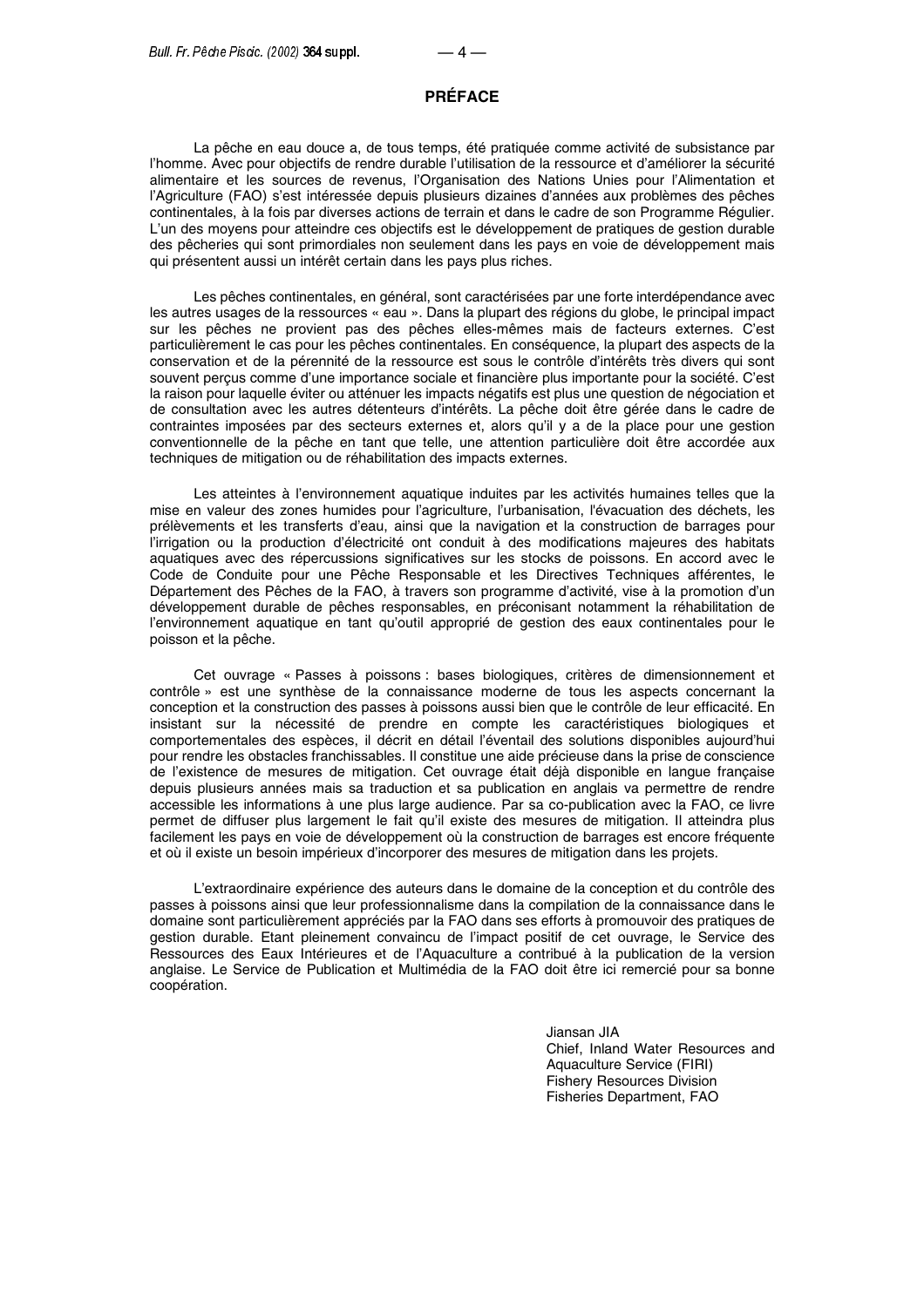# PRÉFACE

La pêche en eau douce a, de tous temps, été pratiquée comme activité de subsistance par l'homme. Avec pour objectifs de rendre durable l'utilisation de la ressource et d'améliorer la sécurité alimentaire et les sources de revenus, l'Organisation des Nations Unies pour l'Alimentation et l'Agriculture (FAO) s'est intéressée depuis plusieurs dizaines d'années aux problèmes des pêches continentales, à la fois par diverses actions de terrain et dans le cadre de son Programme Régulier. L'un des moyens pour atteindre ces objectifs est le développement de pratiques de gestion durable des pêcheries qui sont primordiales non seulement dans les pays en voie de développement mais qui présentent aussi un intérêt certain dans les pays plus riches.

Les pêches continentales, en général, sont caractérisées par une forte interdépendance avec les autres usages de la ressources « eau ». Dans la plupart des régions du globe, le principal impact sur les pêches ne provient pas des pêches elles-mêmes mais de facteurs externes. C'est particulièrement le cas pour les pêches continentales. En conséquence, la plupart des aspects de la conservation et de la pérennité de la ressource est sous le contrôle d'intérêts très divers qui sont souvent perçus comme d'une importance sociale et financière plus importante pour la société. C'est la raison pour laquelle éviter ou atténuer les impacts négatifs est plus une question de négociation et de consultation avec les autres détenteurs d'intérêts. La pêche doit être gérée dans le cadre de contraintes imposées par des secteurs externes et, alors qu'il y a de la place pour une gestion conventionnelle de la pêche en tant que telle, une attention particulière doit être accordée aux techniques de mitigation ou de réhabilitation des impacts externes.

Les atteintes à l'environnement aquatique induites par les activités humaines telles que la mise en valeur des zones humides pour l'agriculture, l'urbanisation, l'évacuation des déchets, les prélèvements et les transferts d'eau, ainsi que la navigation et la construction de barrages pour l'irrigation ou la production d'électricité ont conduit à des modifications majeures des habitats aquatiques avec des répercussions significatives sur les stocks de poissons. En accord avec le Code de Conduite pour une Pêche Responsable et les Directives Techniques afférentes, le Département des Pêches de la FAO, à travers son programme d'activité, vise à la promotion d'un développement durable de pêches responsables, en préconisant notamment la réhabilitation de l'environnement aquatique en tant qu'outil approprié de gestion des eaux continentales pour le poisson et la pêche.

Cet ouvrage « Passes à poissons : bases biologiques, critères de dimensionnement et contrôle » est une synthèse de la connaissance moderne de tous les aspects concernant la conception et la construction des passes à poissons aussi bien que le contrôle de leur efficacité. En insistant sur la nécessité de prendre en compte les caractéristiques biologiques et comportementales des espèces, il décrit en détail l'éventail des solutions disponibles aujourd'hui pour rendre les obstacles franchissables. Il constitue une aide précieuse dans la prise de conscience de l'existence de mesures de mitigation. Cet ouvrage était déjà disponible en langue française depuis plusieurs années mais sa traduction et sa publication en anglais va permettre de rendre accessible les informations à une plus large audience. Par sa co-publication avec la FAO, ce livre permet de diffuser plus largement le fait qu'il existe des mesures de mitigation. Il atteindra plus facilement les pays en voie de développement où la construction de barrages est encore fréquente et où il existe un besoin impérieux d'incorporer des mesures de mitigation dans les projets.

L'extraordinaire expérience des auteurs dans le domaine de la conception et du contrôle des passes à poissons ainsi que leur professionnalisme dans la compilation de la connaissance dans le domaine sont particulièrement appréciés par la FAO dans ses efforts à promouvoir des pratiques de gestion durable. Etant pleinement convaincu de l'impact positif de cet ouvrage, le Service des Ressources des Eaux Intérieures et de l'Aquaculture a contribué à la publication de la version anglaise. Le Service de Publication et Multimédia de la FAO doit être ici remercié pour sa bonne coopération.

Jiansan JIA
Chief, Inland Water Resources and Aquaculture Service (FIRI)
Fishery Resources Division
Fisheries Department, FAO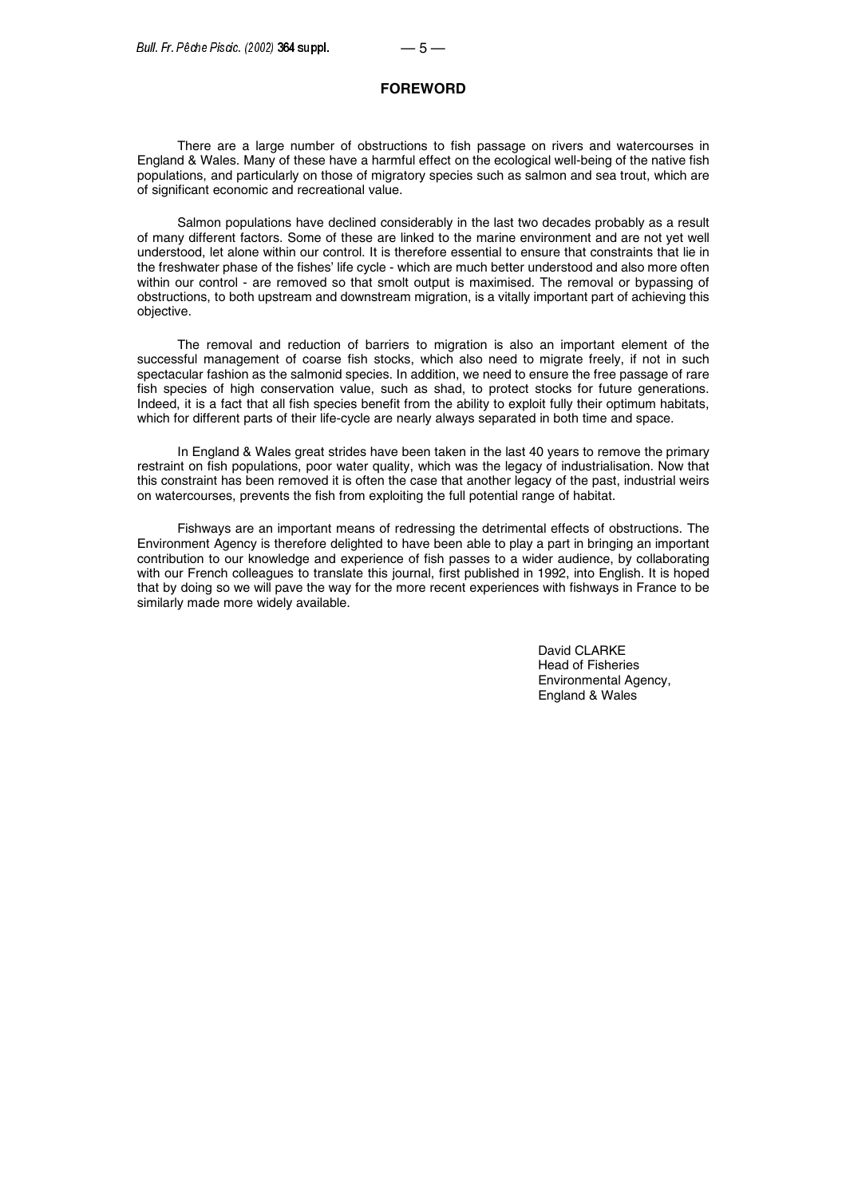## FOREWORD

There are a large number of obstructions to fish passage on rivers and watercourses in England & Wales. Many of these have a harmful effect on the ecological well-being of the native fish populations, and particularly on those of migratory species such as salmon and sea trout, which are of significant economic and recreational value.

Salmon populations have declined considerably in the last two decades probably as a result of many different factors. Some of these are linked to the marine environment and are not yet well understood, let alone within our control. It is therefore essential to ensure that constraints that lie in the freshwater phase of the fishes' life cycle - which are much better understood and also more often within our control - are removed so that smolt output is maximised. The removal or bypassing of obstructions, to both upstream and downstream migration, is a vitally important part of achieving this objective.

The removal and reduction of barriers to migration is also an important element of the successful management of coarse fish stocks, which also need to migrate freely, if not in such spectacular fashion as the salmonid species. In addition, we need to ensure the free passage of rare fish species of high conservation value, such as shad, to protect stocks for future generations. Indeed, it is a fact that all fish species benefit from the ability to exploit fully their optimum habitats, which for different parts of their life-cycle are nearly always separated in both time and space.

In England & Wales great strides have been taken in the last 40 years to remove the primary restraint on fish populations, poor water quality, which was the legacy of industrialisation. Now that this constraint has been removed it is often the case that another legacy of the past, industrial weirs on watercourses, prevents the fish from exploiting the full potential range of habitat.

Fishways are an important means of redressing the detrimental effects of obstructions. The Environment Agency is therefore delighted to have been able to play a part in bringing an important contribution to our knowledge and experience of fish passes to a wider audience, by collaborating with our French colleagues to translate this journal, first published in 1992, into English. It is hoped that by doing so we will pave the way for the more recent experiences with fishways in France to be similarly made more widely available.

David CLARKE
Head of Fisheries
Environmental Agency,
England & Wales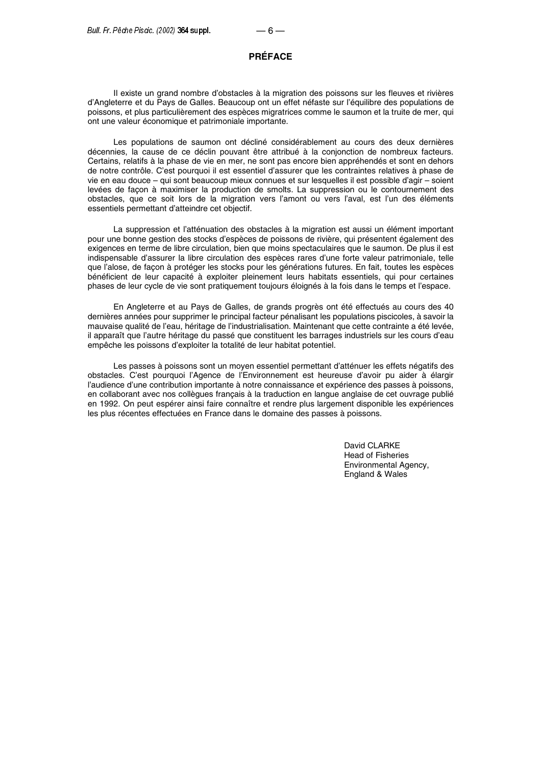## PRÉFACE

Il existe un grand nombre d'obstacles à la migration des poissons sur les fleuves et rivières d'Angleterre et du Pays de Galles. Beaucoup ont un effet néfaste sur l'équilibre des populations de poissons, et plus particulièrement des espèces migratrices comme le saumon et la truite de mer, qui ont une valeur économique et patrimoniale importante.

Les populations de saumon ont décliné considérablement au cours des deux dernières décennies, la cause de ce déclin pouvant être attribué à la conjonction de nombreux facteurs. Certains, relatifs à la phase de vie en mer, ne sont pas encore bien appréhendés et sont en dehors de notre contrôle. C'est pourquoi il est essentiel d'assurer que les contraintes relatives à phase de vie en eau douce – qui sont beaucoup mieux connues et sur lesquelles il est possible d'agir – soient levées de façon à maximiser la production de smolts. La suppression ou le contournement des obstacles, que ce soit lors de la migration vers l'amont ou vers l'aval, est l'un des éléments essentiels permettant d'atteindre cet objectif.

La suppression et l'atténuation des obstacles à la migration est aussi un élément important pour une bonne gestion des stocks d'espèces de poissons de rivière, qui présentent également des exigences en terme de libre circulation, bien que moins spectaculaires que le saumon. De plus il est indispensable d'assurer la libre circulation des espèces rares d'une forte valeur patrimoniale, telle que l'alose, de façon à protéger les stocks pour les générations futures. En fait, toutes les espèces bénéficient de leur capacité à exploiter pleinement leurs habitats essentiels, qui pour certaines phases de leur cycle de vie sont pratiquement toujours éloignés à la fois dans le temps et l'espace.

En Angleterre et au Pays de Galles, de grands progrès ont été effectués au cours des 40 dernières années pour supprimer le principal facteur pénalisant les populations piscicoles, à savoir la mauvaise qualité de l'eau, héritage de l'industrialisation. Maintenant que cette contrainte a été levée, il apparaît que l'autre héritage du passé que constituent les barrages industriels sur les cours d'eau empêche les poissons d'exploiter la totalité de leur habitat potentiel.

Les passes à poissons sont un moyen essentiel permettant d'atténuer les effets négatifs des obstacles. C'est pourquoi l'Agence de l'Environnement est heureuse d'avoir pu aider à élargir l'audience d'une contribution importante à notre connaissance et expérience des passes à poissons, en collaborant avec nos collègues français à la traduction en langue anglaise de cet ouvrage publié en 1992. On peut espérer ainsi faire connaître et rendre plus largement disponible les expériences les plus récentes effectuées en France dans le domaine des passes à poissons.

David CLARKE
Head of Fisheries
Environmental Agency,
England & Wales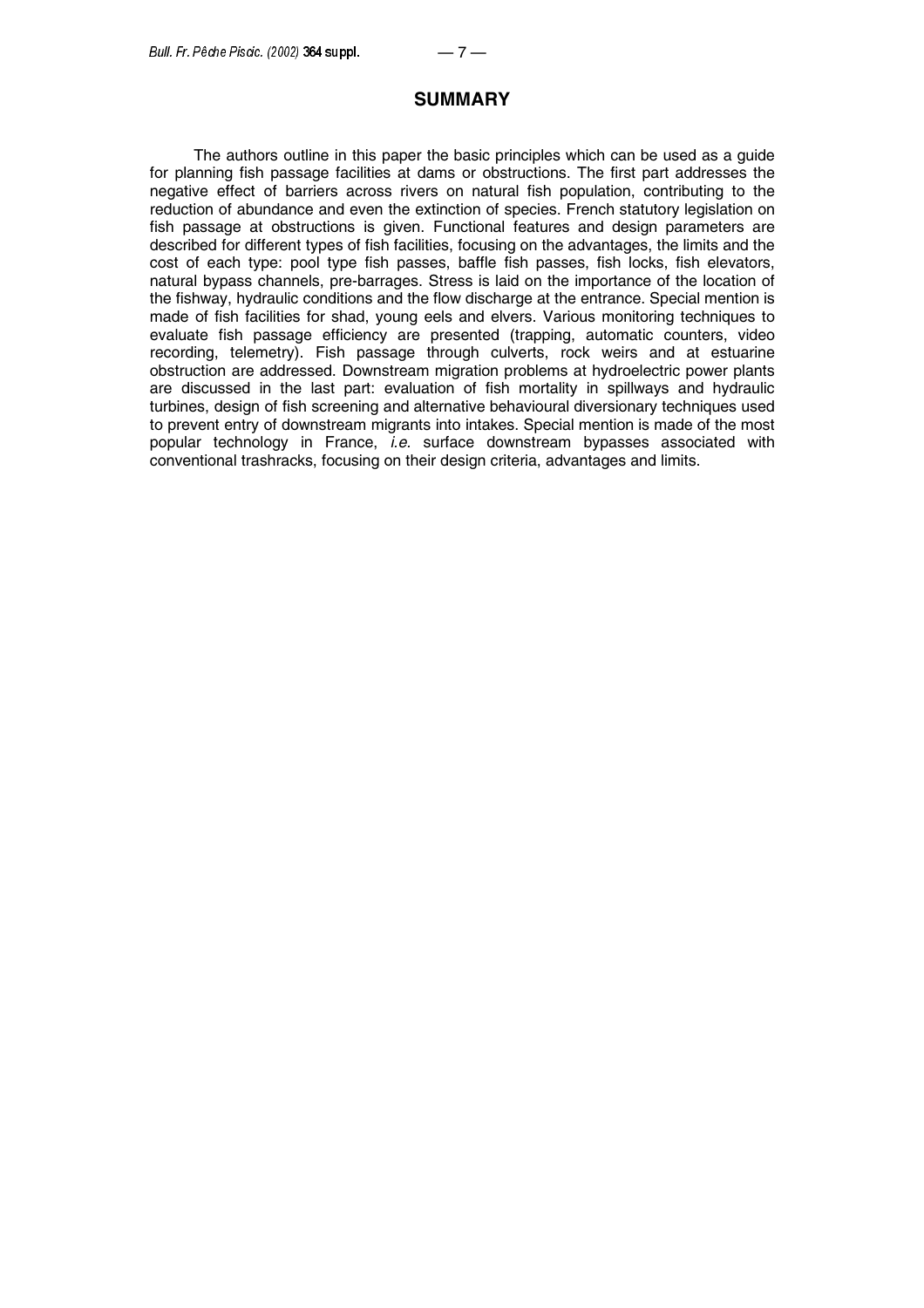## SUMMARY

The authors outline in this paper the basic principles which can be used as a guide for planning fish passage facilities at dams or obstructions. The first part addresses the negative effect of barriers across rivers on natural fish population, contributing to the reduction of abundance and even the extinction of species. French statutory legislation on fish passage at obstructions is given. Functional features and design parameters are described for different types of fish facilities, focusing on the advantages, the limits and the cost of each type: pool type fish passes, baffle fish passes, fish locks, fish elevators, natural bypass channels, pre-barrages. Stress is laid on the importance of the location of the fishway, hydraulic conditions and the flow discharge at the entrance. Special mention is made of fish facilities for shad, young eels and elvers. Various monitoring techniques to evaluate fish passage efficiency are presented (trapping, automatic counters, video recording, telemetry). Fish passage through culverts, rock weirs and at estuarine obstruction are addressed. Downstream migration problems at hydroelectric power plants are discussed in the last part: evaluation of fish mortality in spillways and hydraulic turbines, design of fish screening and alternative behavioural diversionary techniques used to prevent entry of downstream migrants into intakes. Special mention is made of the most popular technology in France, *i.e.* surface downstream bypasses associated with conventional trashracks, focusing on their design criteria, advantages and limits.